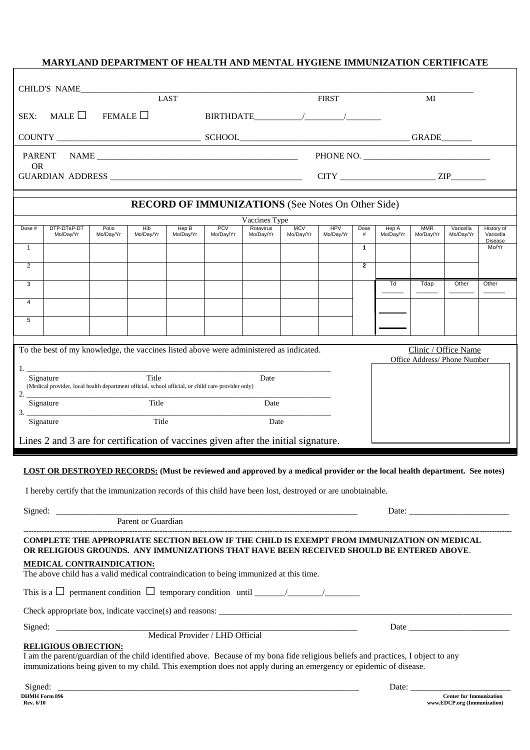# MARYLAND DEPARTMENT OF HEALTH AND MENTAL HYGIENE IMMUNIZATION CERTIFICATE

CHILD'S NAME_______________________________________________
LAST FIRST MI

SEX: MALE ☐ FEMALE ☐ BIRTHDATE_______/_______/_______

COUNTY ______________________ SCHOOL______________________ GRADE_______

PARENT OR GUARDIAN NAME ______________________ PHONE NO. ______________________

ADDRESS ______________________ CITY ______________________ ZIP________

## RECORD OF IMMUNIZATIONS (See Notes On Other Side)

| | Vaccines Type | | | | | | | | | | | | |
|---|---|---|---|---|---|---|---|---|---|---|---|---|---|
| Dose # | DTP-DTaP-DT Mo/Day/Yr | Polio Mo/Day/Yr | Hib Mo/Day/Yr | Hep B Mo/Day/Yr | PCV Mo/Day/Yr | Rotavirus Mo/Day/Yr | MCV Mo/Day/Yr | HPV Mo/Day/Yr | Dose # | Hep A Mo/Day/Yr | MMR Mo/Day/Yr | Varicella Mo/Day/Yr | History of Varicella Disease Mo/Yr |
| 1 | | | | | | | | | 1 | | | | |
| 2 | | | | | | | | | 2 | | | | |
| 3 | | | | | | | | | | Td ______ | Tdap ______ | Other ______ | Other ______ |
| 4 | | | | | | | | | | ______ | | | |
| 5 | | | | | | | | | | ______ | | | |

To the best of my knowledge, the vaccines listed above were administered as indicated.

1. ______________________________________________
Signature Title Date
(Medical provider, local health department official, school official, or child care provider only)

2. ______________________________________________
Signature Title Date

3. ______________________________________________
Signature Title Date

Lines 2 and 3 are for certification of vaccines given after the initial signature.

Clinic / Office Name
Office Address/ Phone Number

**LOST OR DESTROYED RECORDS: (Must be reviewed and approved by a medical provider or the local health department. See notes)**

I hereby certify that the immunization records of this child have been lost, destroyed or are unobtainable.

Signed: ______________________________________________ Date: ______________________
Parent or Guardian

**COMPLETE THE APPROPRIATE SECTION BELOW IF THE CHILD IS EXEMPT FROM IMMUNIZATION ON MEDICAL OR RELIGIOUS GROUNDS. ANY IMMUNIZATIONS THAT HAVE BEEN RECEIVED SHOULD BE ENTERED ABOVE.**

**MEDICAL CONTRAINDICATION:**

The above child has a valid medical contraindication to being immunized at this time.

This is a ☐ permanent condition ☐ temporary condition until _______/_______/_______

Check appropriate box, indicate vaccine(s) and reasons: ______________________________________________

Signed: ______________________________________________ Date ______________________
Medical Provider / LHD Official

**RELIGIOUS OBJECTION:**

I am the parent/guardian of the child identified above. Because of my bona fide religious beliefs and practices, I object to any immunizations being given to my child. This exemption does not apply during an emergency or epidemic of disease.

Signed: ______________________________________________ Date: ______________________

**DHMH Form 896**
**Rev. 6/10**

**Center for Immunization**
**www.EDCP.org (Immunization)**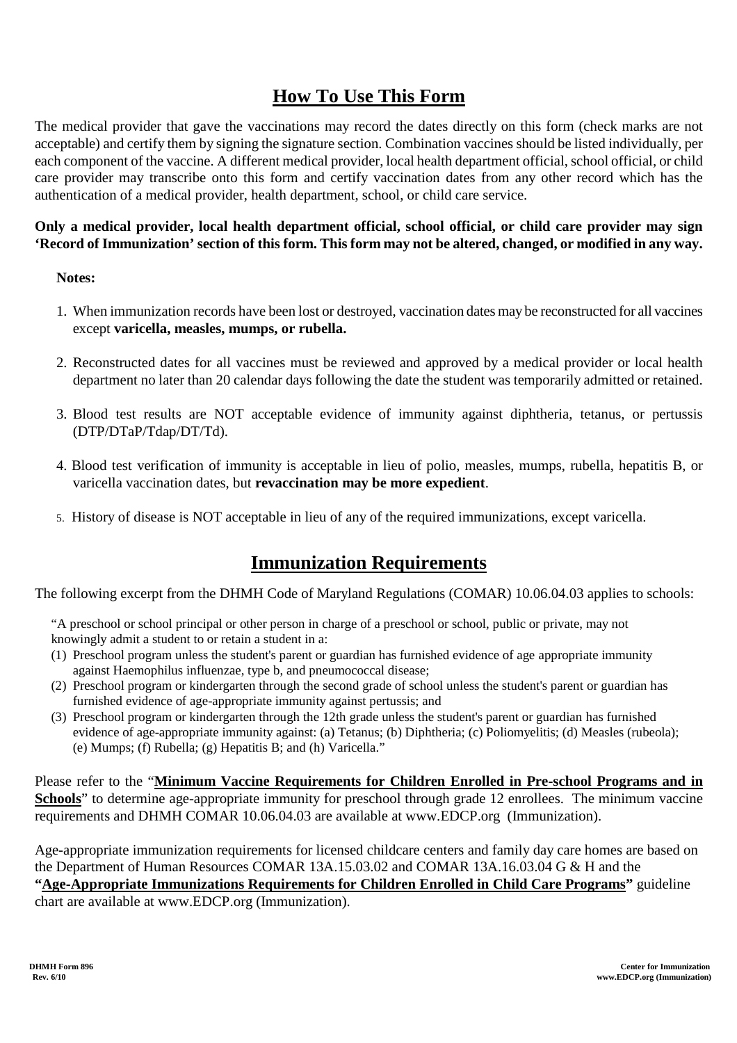## How To Use This Form

The medical provider that gave the vaccinations may record the dates directly on this form (check marks are not acceptable) and certify them by signing the signature section. Combination vaccines should be listed individually, per each component of the vaccine. A different medical provider, local health department official, school official, or child care provider may transcribe onto this form and certify vaccination dates from any other record which has the authentication of a medical provider, health department, school, or child care service.

**Only a medical provider, local health department official, school official, or child care provider may sign 'Record of Immunization' section of this form. This form may not be altered, changed, or modified in any way.**

**Notes:**

1. When immunization records have been lost or destroyed, vaccination dates may be reconstructed for all vaccines except **varicella, measles, mumps, or rubella.**
2. Reconstructed dates for all vaccines must be reviewed and approved by a medical provider or local health department no later than 20 calendar days following the date the student was temporarily admitted or retained.
3. Blood test results are NOT acceptable evidence of immunity against diphtheria, tetanus, or pertussis (DTP/DTaP/Tdap/DT/Td).
4. Blood test verification of immunity is acceptable in lieu of polio, measles, mumps, rubella, hepatitis B, or varicella vaccination dates, but **revaccination may be more expedient**.
5. History of disease is NOT acceptable in lieu of any of the required immunizations, except varicella.

## Immunization Requirements

The following excerpt from the DHMH Code of Maryland Regulations (COMAR) 10.06.04.03 applies to schools:

"A preschool or school principal or other person in charge of a preschool or school, public or private, may not knowingly admit a student to or retain a student in a:

(1) Preschool program unless the student's parent or guardian has furnished evidence of age appropriate immunity against Haemophilus influenzae, type b, and pneumococcal disease;
(2) Preschool program or kindergarten through the second grade of school unless the student's parent or guardian has furnished evidence of age-appropriate immunity against pertussis; and
(3) Preschool program or kindergarten through the 12th grade unless the student's parent or guardian has furnished evidence of age-appropriate immunity against: (a) Tetanus; (b) Diphtheria; (c) Poliomyelitis; (d) Measles (rubeola); (e) Mumps; (f) Rubella; (g) Hepatitis B; and (h) Varicella."

Please refer to the "**Minimum Vaccine Requirements for Children Enrolled in Pre-school Programs and in Schools**" to determine age-appropriate immunity for preschool through grade 12 enrollees. The minimum vaccine requirements and DHMH COMAR 10.06.04.03 are available at www.EDCP.org (Immunization).

Age-appropriate immunization requirements for licensed childcare centers and family day care homes are based on the Department of Human Resources COMAR 13A.15.03.02 and COMAR 13A.16.03.04 G & H and the **"Age-Appropriate Immunizations Requirements for Children Enrolled in Child Care Programs"** guideline chart are available at www.EDCP.org (Immunization).

**DHMH Form 896**
**Rev. 6/10**

**Center for Immunization**
**www.EDCP.org (Immunization)**